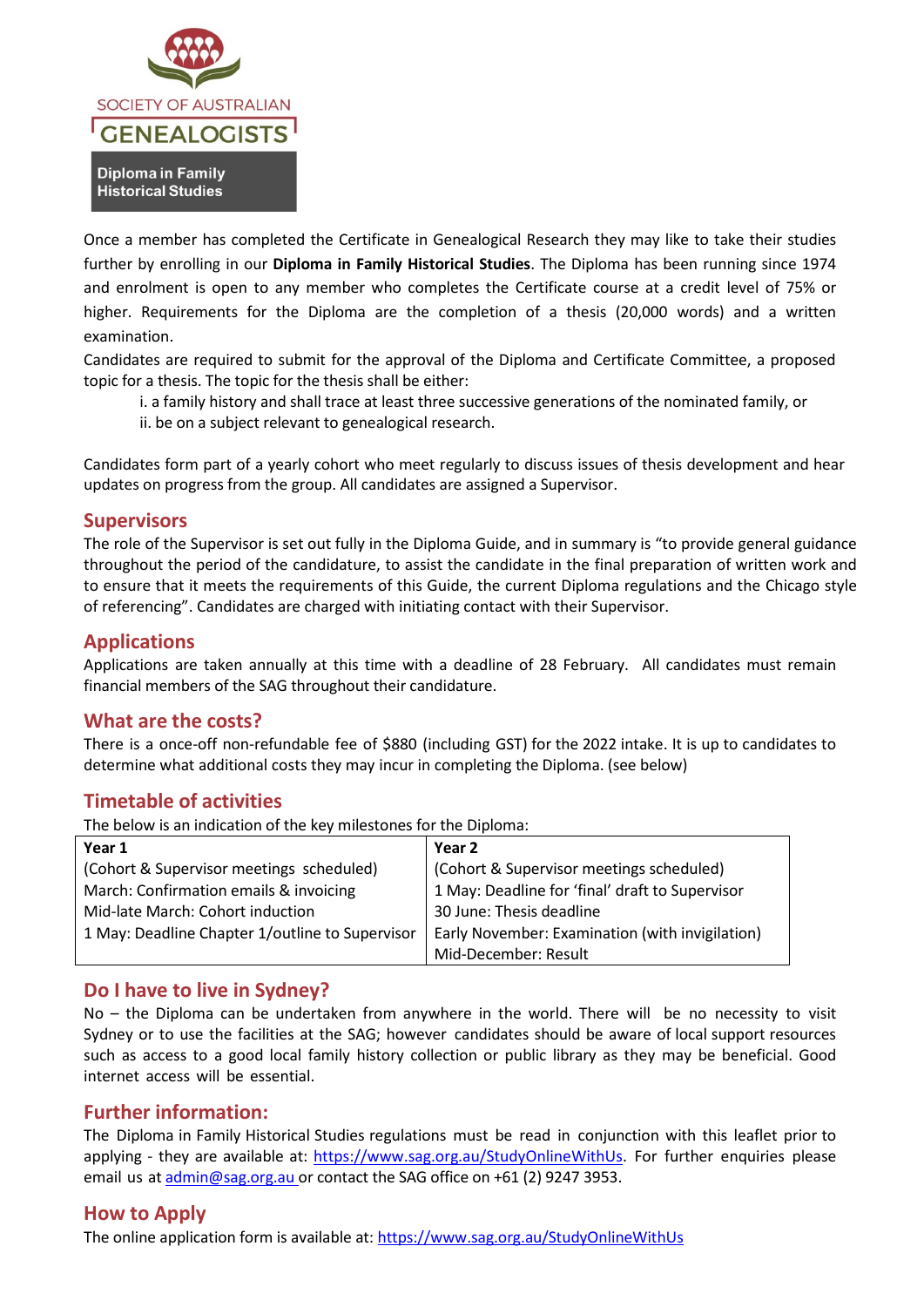SOCIETY OF AUSTRALIAN
GENEALOGISTS

**Diploma in Family Historical Studies**

Once a member has completed the Certificate in Genealogical Research they may like to take their studies further by enrolling in our **Diploma in Family Historical Studies**. The Diploma has been running since 1974 and enrolment is open to any member who completes the Certificate course at a credit level of 75% or higher. Requirements for the Diploma are the completion of a thesis (20,000 words) and a written examination.

Candidates are required to submit for the approval of the Diploma and Certificate Committee, a proposed topic for a thesis. The topic for the thesis shall be either:

i. a family history and shall trace at least three successive generations of the nominated family, or
ii. be on a subject relevant to genealogical research.

Candidates form part of a yearly cohort who meet regularly to discuss issues of thesis development and hear updates on progress from the group. All candidates are assigned a Supervisor.

## Supervisors

The role of the Supervisor is set out fully in the Diploma Guide, and in summary is "to provide general guidance throughout the period of the candidature, to assist the candidate in the final preparation of written work and to ensure that it meets the requirements of this Guide, the current Diploma regulations and the Chicago style of referencing". Candidates are charged with initiating contact with their Supervisor.

## Applications

Applications are taken annually at this time with a deadline of 28 February. All candidates must remain financial members of the SAG throughout their candidature.

## What are the costs?

There is a once-off non-refundable fee of $880 (including GST) for the 2022 intake. It is up to candidates to determine what additional costs they may incur in completing the Diploma. (see below)

## Timetable of activities

The below is an indication of the key milestones for the Diploma:

| Year 1 | Year 2 |
|---|---|
| (Cohort & Supervisor meetings scheduled) | (Cohort & Supervisor meetings scheduled) |
| March: Confirmation emails & invoicing | 1 May: Deadline for 'final' draft to Supervisor |
| Mid-late March: Cohort induction | 30 June: Thesis deadline |
| 1 May: Deadline Chapter 1/outline to Supervisor | Early November: Examination (with invigilation) |
| | Mid-December: Result |

## Do I have to live in Sydney?

No – the Diploma can be undertaken from anywhere in the world. There will be no necessity to visit Sydney or to use the facilities at the SAG; however candidates should be aware of local support resources such as access to a good local family history collection or public library as they may be beneficial. Good internet access will be essential.

## Further information:

The Diploma in Family Historical Studies regulations must be read in conjunction with this leaflet prior to applying - they are available at: https://www.sag.org.au/StudyOnlineWithUs. For further enquiries please email us at admin@sag.org.au or contact the SAG office on +61 (2) 9247 3953.

## How to Apply

The online application form is available at: https://www.sag.org.au/StudyOnlineWithUs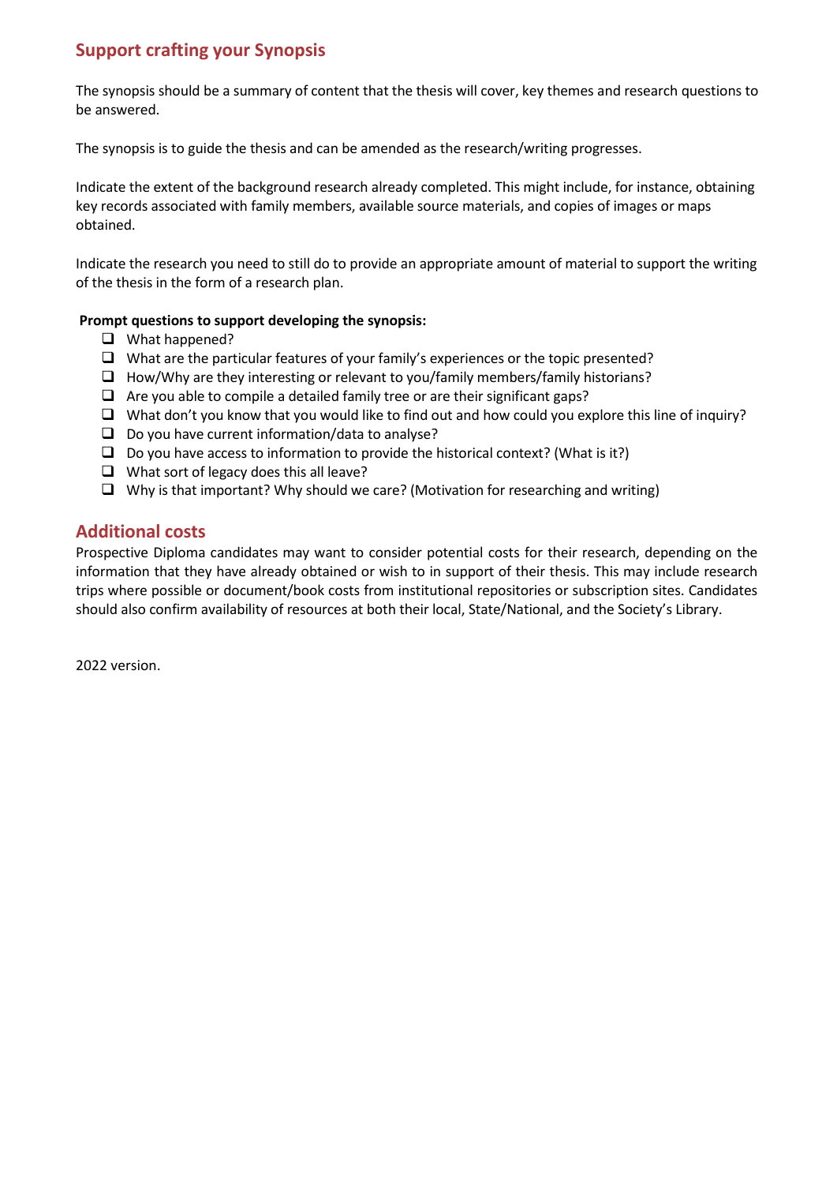## Support crafting your Synopsis

The synopsis should be a summary of content that the thesis will cover, key themes and research questions to be answered.

The synopsis is to guide the thesis and can be amended as the research/writing progresses.

Indicate the extent of the background research already completed. This might include, for instance, obtaining key records associated with family members, available source materials, and copies of images or maps obtained.

Indicate the research you need to still do to provide an appropriate amount of material to support the writing of the thesis in the form of a research plan.

**Prompt questions to support developing the synopsis:**

- [ ] What happened?
- [ ] What are the particular features of your family's experiences or the topic presented?
- [ ] How/Why are they interesting or relevant to you/family members/family historians?
- [ ] Are you able to compile a detailed family tree or are their significant gaps?
- [ ] What don't you know that you would like to find out and how could you explore this line of inquiry?
- [ ] Do you have current information/data to analyse?
- [ ] Do you have access to information to provide the historical context? (What is it?)
- [ ] What sort of legacy does this all leave?
- [ ] Why is that important? Why should we care? (Motivation for researching and writing)

## Additional costs

Prospective Diploma candidates may want to consider potential costs for their research, depending on the information that they have already obtained or wish to in support of their thesis. This may include research trips where possible or document/book costs from institutional repositories or subscription sites. Candidates should also confirm availability of resources at both their local, State/National, and the Society's Library.

2022 version.